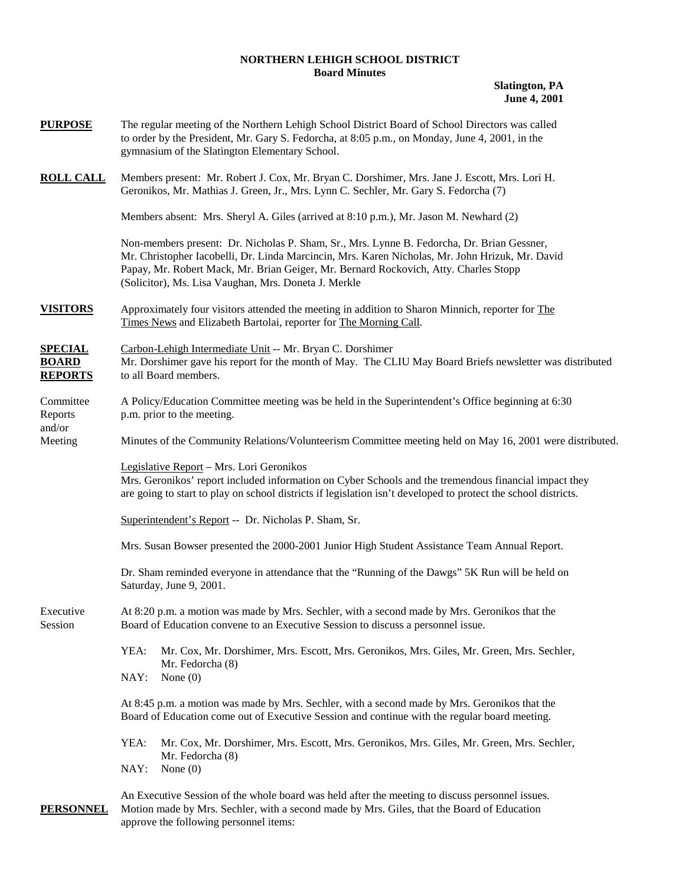**NORTHERN LEHIGH SCHOOL DISTRICT**
**Board Minutes**

**Slatington, PA**
**June 4, 2001**

**PURPOSE**

The regular meeting of the Northern Lehigh School District Board of School Directors was called to order by the President, Mr. Gary S. Fedorcha, at 8:05 p.m., on Monday, June 4, 2001, in the gymnasium of the Slatington Elementary School.

**ROLL CALL**

Members present: Mr. Robert J. Cox, Mr. Bryan C. Dorshimer, Mrs. Jane J. Escott, Mrs. Lori H. Geronikos, Mr. Mathias J. Green, Jr., Mrs. Lynn C. Sechler, Mr. Gary S. Fedorcha (7)

Members absent: Mrs. Sheryl A. Giles (arrived at 8:10 p.m.), Mr. Jason M. Newhard (2)

Non-members present: Dr. Nicholas P. Sham, Sr., Mrs. Lynne B. Fedorcha, Dr. Brian Gessner, Mr. Christopher Iacobelli, Dr. Linda Marcincin, Mrs. Karen Nicholas, Mr. John Hrizuk, Mr. David Papay, Mr. Robert Mack, Mr. Brian Geiger, Mr. Bernard Rockovich, Atty. Charles Stopp (Solicitor), Ms. Lisa Vaughan, Mrs. Doneta J. Merkle

**VISITORS**

Approximately four visitors attended the meeting in addition to Sharon Minnich, reporter for The Times News and Elizabeth Bartolai, reporter for The Morning Call.

**SPECIAL BOARD REPORTS**

Carbon-Lehigh Intermediate Unit -- Mr. Bryan C. Dorshimer
Mr. Dorshimer gave his report for the month of May. The CLIU May Board Briefs newsletter was distributed to all Board members.

Committee Reports and/or Meeting

A Policy/Education Committee meeting was be held in the Superintendent's Office beginning at 6:30 p.m. prior to the meeting.

Minutes of the Community Relations/Volunteerism Committee meeting held on May 16, 2001 were distributed.

Legislative Report – Mrs. Lori Geronikos
Mrs. Geronikos' report included information on Cyber Schools and the tremendous financial impact they are going to start to play on school districts if legislation isn't developed to protect the school districts.

Superintendent's Report -- Dr. Nicholas P. Sham, Sr.

Mrs. Susan Bowser presented the 2000-2001 Junior High Student Assistance Team Annual Report.

Dr. Sham reminded everyone in attendance that the "Running of the Dawgs" 5K Run will be held on Saturday, June 9, 2001.

Executive Session

At 8:20 p.m. a motion was made by Mrs. Sechler, with a second made by Mrs. Geronikos that the Board of Education convene to an Executive Session to discuss a personnel issue.

YEA: Mr. Cox, Mr. Dorshimer, Mrs. Escott, Mrs. Geronikos, Mrs. Giles, Mr. Green, Mrs. Sechler, Mr. Fedorcha (8)
NAY: None (0)

At 8:45 p.m. a motion was made by Mrs. Sechler, with a second made by Mrs. Geronikos that the Board of Education come out of Executive Session and continue with the regular board meeting.

YEA: Mr. Cox, Mr. Dorshimer, Mrs. Escott, Mrs. Geronikos, Mrs. Giles, Mr. Green, Mrs. Sechler, Mr. Fedorcha (8)
NAY: None (0)

An Executive Session of the whole board was held after the meeting to discuss personnel issues.

**PERSONNEL**

Motion made by Mrs. Sechler, with a second made by Mrs. Giles, that the Board of Education approve the following personnel items: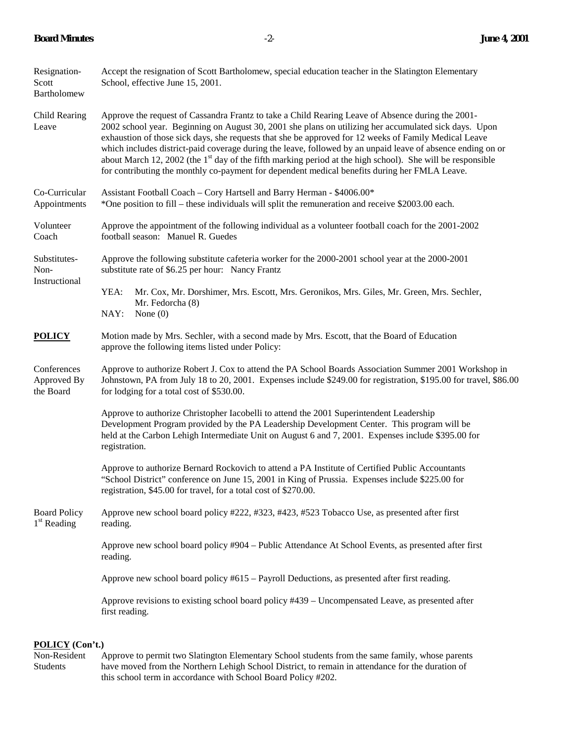**Resignation- Scott Bartholomew** — Accept the resignation of Scott Bartholomew, special education teacher in the Slatington Elementary School, effective June 15, 2001.

**Child Rearing Leave** — Approve the request of Cassandra Frantz to take a Child Rearing Leave of Absence during the 2001-2002 school year. Beginning on August 30, 2001 she plans on utilizing her accumulated sick days. Upon exhaustion of those sick days, she requests that she be approved for 12 weeks of Family Medical Leave which includes district-paid coverage during the leave, followed by an unpaid leave of absence ending on or about March 12, 2002 (the 1st day of the fifth marking period at the high school). She will be responsible for contributing the monthly co-payment for dependent medical benefits during her FMLA Leave.

**Co-Curricular Appointments** — Assistant Football Coach – Cory Hartsell and Barry Herman - $4006.00*
*One position to fill – these individuals will split the remuneration and receive $2003.00 each.

**Volunteer Coach** — Approve the appointment of the following individual as a volunteer football coach for the 2001-2002 football season: Manuel R. Guedes

**Substitutes- Non-Instructional** — Approve the following substitute cafeteria worker for the 2000-2001 school year at the 2000-2001 substitute rate of $6.25 per hour: Nancy Frantz

YEA: Mr. Cox, Mr. Dorshimer, Mrs. Escott, Mrs. Geronikos, Mrs. Giles, Mr. Green, Mrs. Sechler, Mr. Fedorcha (8)
NAY: None (0)

**POLICY** — Motion made by Mrs. Sechler, with a second made by Mrs. Escott, that the Board of Education approve the following items listed under Policy:

**Conferences Approved By the Board** — Approve to authorize Robert J. Cox to attend the PA School Boards Association Summer 2001 Workshop in Johnstown, PA from July 18 to 20, 2001. Expenses include $249.00 for registration, $195.00 for travel, $86.00 for lodging for a total cost of $530.00.

Approve to authorize Christopher Iacobelli to attend the 2001 Superintendent Leadership Development Program provided by the PA Leadership Development Center. This program will be held at the Carbon Lehigh Intermediate Unit on August 6 and 7, 2001. Expenses include $395.00 for registration.

Approve to authorize Bernard Rockovich to attend a PA Institute of Certified Public Accountants "School District" conference on June 15, 2001 in King of Prussia. Expenses include $225.00 for registration, $45.00 for travel, for a total cost of $270.00.

**Board Policy 1st Reading** — Approve new school board policy #222, #323, #423, #523 Tobacco Use, as presented after first reading.

Approve new school board policy #904 – Public Attendance At School Events, as presented after first reading.

Approve new school board policy #615 – Payroll Deductions, as presented after first reading.

Approve revisions to existing school board policy #439 – Uncompensated Leave, as presented after first reading.

**POLICY (Con't.)**

**Non-Resident Students** — Approve to permit two Slatington Elementary School students from the same family, whose parents have moved from the Northern Lehigh School District, to remain in attendance for the duration of this school term in accordance with School Board Policy #202.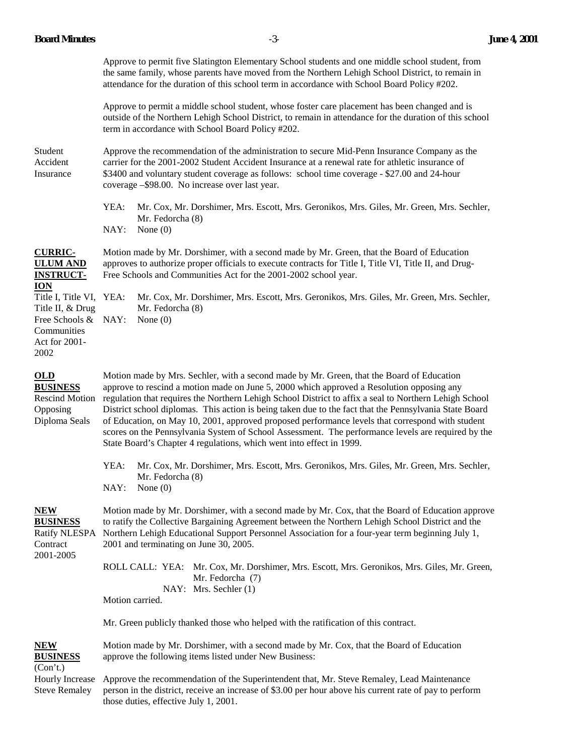Approve to permit five Slatington Elementary School students and one middle school student, from the same family, whose parents have moved from the Northern Lehigh School District, to remain in attendance for the duration of this school term in accordance with School Board Policy #202.

Approve to permit a middle school student, whose foster care placement has been changed and is outside of the Northern Lehigh School District, to remain in attendance for the duration of this school term in accordance with School Board Policy #202.

Student Accident Insurance

Approve the recommendation of the administration to secure Mid-Penn Insurance Company as the carrier for the 2001-2002 Student Accident Insurance at a renewal rate for athletic insurance of $3400 and voluntary student coverage as follows: school time coverage - $27.00 and 24-hour coverage –$98.00. No increase over last year.

YEA: Mr. Cox, Mr. Dorshimer, Mrs. Escott, Mrs. Geronikos, Mrs. Giles, Mr. Green, Mrs. Sechler, Mr. Fedorcha (8)
NAY: None (0)

**CURRICULUM AND INSTRUCTION**

Title I, Title VI, Title II, & Drug Free Schools & Communities Act for 2001-2002

Motion made by Mr. Dorshimer, with a second made by Mr. Green, that the Board of Education approves to authorize proper officials to execute contracts for Title I, Title VI, Title II, and Drug-Free Schools and Communities Act for the 2001-2002 school year.

YEA: Mr. Cox, Mr. Dorshimer, Mrs. Escott, Mrs. Geronikos, Mrs. Giles, Mr. Green, Mrs. Sechler, Mr. Fedorcha (8)
NAY: None (0)

**OLD BUSINESS**

Rescind Motion Opposing Diploma Seals

Motion made by Mrs. Sechler, with a second made by Mr. Green, that the Board of Education approve to rescind a motion made on June 5, 2000 which approved a Resolution opposing any regulation that requires the Northern Lehigh School District to affix a seal to Northern Lehigh School District school diplomas. This action is being taken due to the fact that the Pennsylvania State Board of Education, on May 10, 2001, approved proposed performance levels that correspond with student scores on the Pennsylvania System of School Assessment. The performance levels are required by the State Board's Chapter 4 regulations, which went into effect in 1999.

YEA: Mr. Cox, Mr. Dorshimer, Mrs. Escott, Mrs. Geronikos, Mrs. Giles, Mr. Green, Mrs. Sechler, Mr. Fedorcha (8)
NAY: None (0)

**NEW BUSINESS**

Ratify NLESPA Contract 2001-2005

Motion made by Mr. Dorshimer, with a second made by Mr. Cox, that the Board of Education approve to ratify the Collective Bargaining Agreement between the Northern Lehigh School District and the Northern Lehigh Educational Support Personnel Association for a four-year term beginning July 1, 2001 and terminating on June 30, 2005.

ROLL CALL: YEA: Mr. Cox, Mr. Dorshimer, Mrs. Escott, Mrs. Geronikos, Mrs. Giles, Mr. Green, Mr. Fedorcha (7)
NAY: Mrs. Sechler (1)
Motion carried.

Mr. Green publicly thanked those who helped with the ratification of this contract.

**NEW BUSINESS** (Con't.)

Motion made by Mr. Dorshimer, with a second made by Mr. Cox, that the Board of Education approve the following items listed under New Business:

Hourly Increase Steve Remaley

Approve the recommendation of the Superintendent that, Mr. Steve Remaley, Lead Maintenance person in the district, receive an increase of $3.00 per hour above his current rate of pay to perform those duties, effective July 1, 2001.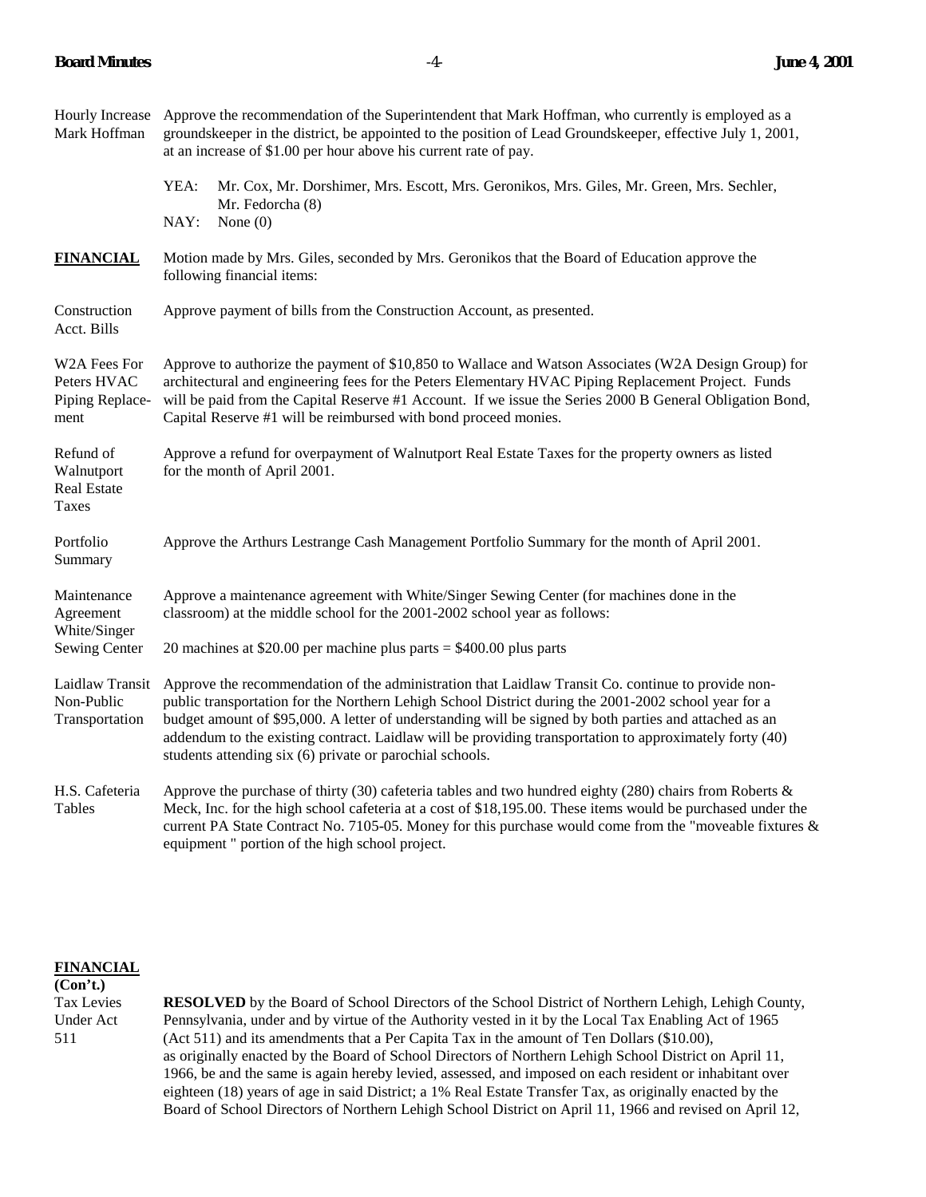Hourly Increase Mark Hoffman — Approve the recommendation of the Superintendent that Mark Hoffman, who currently is employed as a groundskeeper in the district, be appointed to the position of Lead Groundskeeper, effective July 1, 2001, at an increase of $1.00 per hour above his current rate of pay.

YEA: Mr. Cox, Mr. Dorshimer, Mrs. Escott, Mrs. Geronikos, Mrs. Giles, Mr. Green, Mrs. Sechler, Mr. Fedorcha (8)
NAY: None (0)

**FINANCIAL** — Motion made by Mrs. Giles, seconded by Mrs. Geronikos that the Board of Education approve the following financial items:

Construction Acct. Bills — Approve payment of bills from the Construction Account, as presented.

W2A Fees For Peters HVAC Piping Replacement — Approve to authorize the payment of $10,850 to Wallace and Watson Associates (W2A Design Group) for architectural and engineering fees for the Peters Elementary HVAC Piping Replacement Project. Funds will be paid from the Capital Reserve #1 Account. If we issue the Series 2000 B General Obligation Bond, Capital Reserve #1 will be reimbursed with bond proceed monies.

Refund of Walnutport Real Estate Taxes — Approve a refund for overpayment of Walnutport Real Estate Taxes for the property owners as listed for the month of April 2001.

Portfolio Summary — Approve the Arthurs Lestrange Cash Management Portfolio Summary for the month of April 2001.

Maintenance Agreement White/Singer Sewing Center — Approve a maintenance agreement with White/Singer Sewing Center (for machines done in the classroom) at the middle school for the 2001-2002 school year as follows:

20 machines at $20.00 per machine plus parts = $400.00 plus parts

Laidlaw Transit Non-Public Transportation — Approve the recommendation of the administration that Laidlaw Transit Co. continue to provide non-public transportation for the Northern Lehigh School District during the 2001-2002 school year for a budget amount of $95,000. A letter of understanding will be signed by both parties and attached as an addendum to the existing contract. Laidlaw will be providing transportation to approximately forty (40) students attending six (6) private or parochial schools.

H.S. Cafeteria Tables — Approve the purchase of thirty (30) cafeteria tables and two hundred eighty (280) chairs from Roberts & Meck, Inc. for the high school cafeteria at a cost of $18,195.00. These items would be purchased under the current PA State Contract No. 7105-05. Money for this purchase would come from the "moveable fixtures & equipment " portion of the high school project.

**FINANCIAL (Con't.)**

Tax Levies Under Act 511 — **RESOLVED** by the Board of School Directors of the School District of Northern Lehigh, Lehigh County, Pennsylvania, under and by virtue of the Authority vested in it by the Local Tax Enabling Act of 1965 (Act 511) and its amendments that a Per Capita Tax in the amount of Ten Dollars ($10.00), as originally enacted by the Board of School Directors of Northern Lehigh School District on April 11, 1966, be and the same is again hereby levied, assessed, and imposed on each resident or inhabitant over eighteen (18) years of age in said District; a 1% Real Estate Transfer Tax, as originally enacted by the Board of School Directors of Northern Lehigh School District on April 11, 1966 and revised on April 12,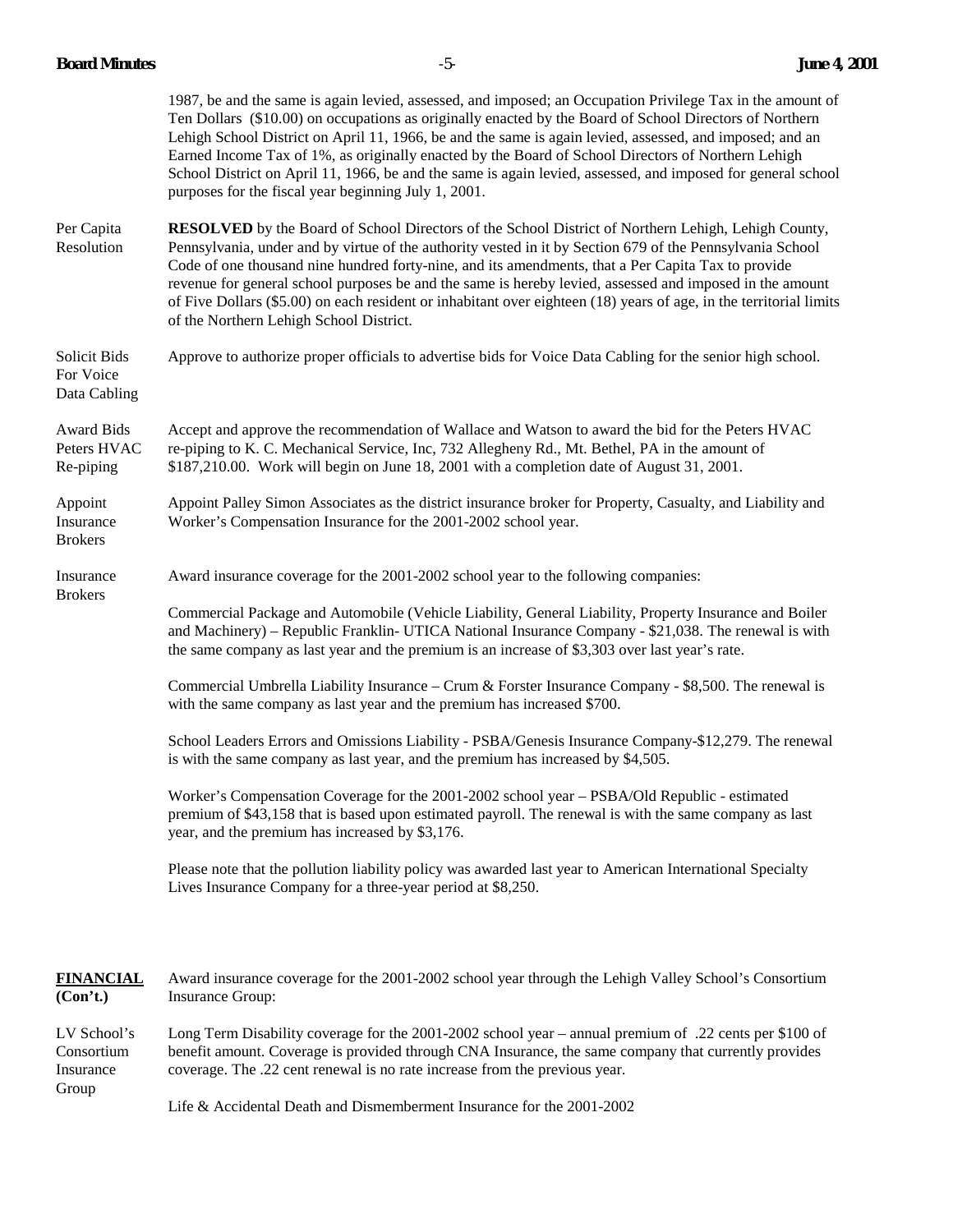1987, be and the same is again levied, assessed, and imposed; an Occupation Privilege Tax in the amount of Ten Dollars ($10.00) on occupations as originally enacted by the Board of School Directors of Northern Lehigh School District on April 11, 1966, be and the same is again levied, assessed, and imposed; and an Earned Income Tax of 1%, as originally enacted by the Board of School Directors of Northern Lehigh School District on April 11, 1966, be and the same is again levied, assessed, and imposed for general school purposes for the fiscal year beginning July 1, 2001.

Per Capita Resolution

**RESOLVED** by the Board of School Directors of the School District of Northern Lehigh, Lehigh County, Pennsylvania, under and by virtue of the authority vested in it by Section 679 of the Pennsylvania School Code of one thousand nine hundred forty-nine, and its amendments, that a Per Capita Tax to provide revenue for general school purposes be and the same is hereby levied, assessed and imposed in the amount of Five Dollars ($5.00) on each resident or inhabitant over eighteen (18) years of age, in the territorial limits of the Northern Lehigh School District.

Solicit Bids For Voice Data Cabling

Approve to authorize proper officials to advertise bids for Voice Data Cabling for the senior high school.

Award Bids Peters HVAC Re-piping

Accept and approve the recommendation of Wallace and Watson to award the bid for the Peters HVAC re-piping to K. C. Mechanical Service, Inc, 732 Allegheny Rd., Mt. Bethel, PA in the amount of $187,210.00. Work will begin on June 18, 2001 with a completion date of August 31, 2001.

Appoint Insurance Brokers

Appoint Palley Simon Associates as the district insurance broker for Property, Casualty, and Liability and Worker's Compensation Insurance for the 2001-2002 school year.

Insurance Brokers

Award insurance coverage for the 2001-2002 school year to the following companies:

Commercial Package and Automobile (Vehicle Liability, General Liability, Property Insurance and Boiler and Machinery) – Republic Franklin- UTICA National Insurance Company - $21,038. The renewal is with the same company as last year and the premium is an increase of $3,303 over last year's rate.

Commercial Umbrella Liability Insurance – Crum & Forster Insurance Company - $8,500. The renewal is with the same company as last year and the premium has increased $700.

School Leaders Errors and Omissions Liability - PSBA/Genesis Insurance Company-$12,279. The renewal is with the same company as last year, and the premium has increased by $4,505.

Worker's Compensation Coverage for the 2001-2002 school year – PSBA/Old Republic - estimated premium of $43,158 that is based upon estimated payroll. The renewal is with the same company as last year, and the premium has increased by $3,176.

Please note that the pollution liability policy was awarded last year to American International Specialty Lives Insurance Company for a three-year period at $8,250.

**FINANCIAL (Con't.)**

Award insurance coverage for the 2001-2002 school year through the Lehigh Valley School's Consortium Insurance Group:

LV School's Consortium Insurance Group

Long Term Disability coverage for the 2001-2002 school year – annual premium of .22 cents per $100 of benefit amount. Coverage is provided through CNA Insurance, the same company that currently provides coverage. The .22 cent renewal is no rate increase from the previous year.

Life & Accidental Death and Dismemberment Insurance for the 2001-2002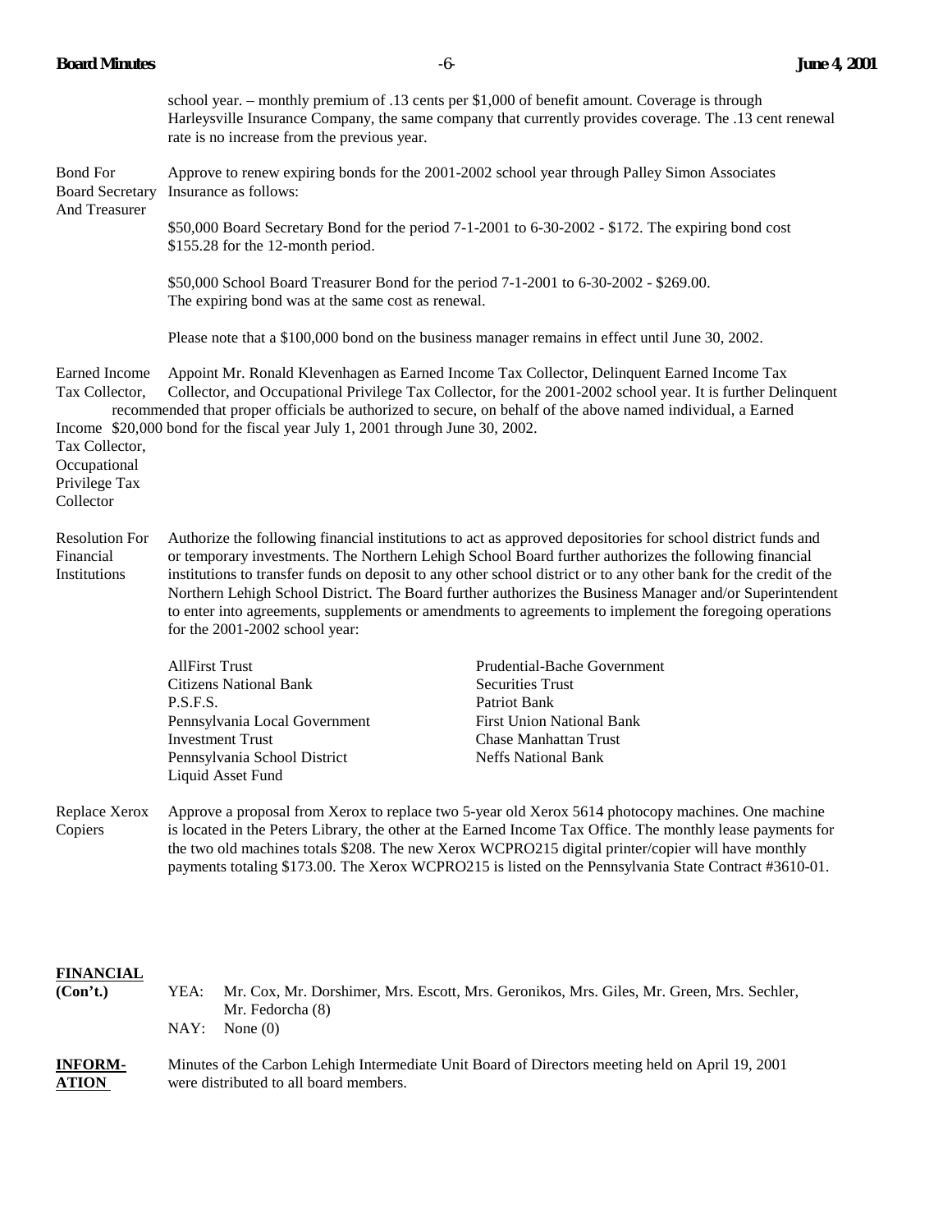school year. – monthly premium of .13 cents per $1,000 of benefit amount. Coverage is through Harleysville Insurance Company, the same company that currently provides coverage. The .13 cent renewal rate is no increase from the previous year.

**Bond For Board Secretary And Treasurer**

Approve to renew expiring bonds for the 2001-2002 school year through Palley Simon Associates Insurance as follows:

$50,000 Board Secretary Bond for the period 7-1-2001 to 6-30-2002 - $172. The expiring bond cost $155.28 for the 12-month period.

$50,000 School Board Treasurer Bond for the period 7-1-2001 to 6-30-2002 - $269.00. The expiring bond was at the same cost as renewal.

Please note that a $100,000 bond on the business manager remains in effect until June 30, 2002.

**Earned Income Tax Collector, Delinquent Earned Income Tax Collector, Occupational Privilege Tax Collector**

Appoint Mr. Ronald Klevenhagen as Earned Income Tax Collector, Delinquent Earned Income Tax Collector, and Occupational Privilege Tax Collector, for the 2001-2002 school year. It is further recommended that proper officials be authorized to secure, on behalf of the above named individual, a $20,000 bond for the fiscal year July 1, 2001 through June 30, 2002.

**Resolution For Financial Institutions**

Authorize the following financial institutions to act as approved depositories for school district funds and or temporary investments. The Northern Lehigh School Board further authorizes the following financial institutions to transfer funds on deposit to any other school district or to any other bank for the credit of the Northern Lehigh School District. The Board further authorizes the Business Manager and/or Superintendent to enter into agreements, supplements or amendments to agreements to implement the foregoing operations for the 2001-2002 school year:

- AllFirst Trust
- Citizens National Bank
- P.S.F.S.
- Pennsylvania Local Government Investment Trust
- Pennsylvania School District Liquid Asset Fund
- Prudential-Bache Government Securities Trust
- Patriot Bank
- First Union National Bank
- Chase Manhattan Trust
- Neffs National Bank

**Replace Xerox Copiers**

Approve a proposal from Xerox to replace two 5-year old Xerox 5614 photocopy machines. One machine is located in the Peters Library, the other at the Earned Income Tax Office. The monthly lease payments for the two old machines totals $208. The new Xerox WCPRO215 digital printer/copier will have monthly payments totaling $173.00. The Xerox WCPRO215 is listed on the Pennsylvania State Contract #3610-01.

**FINANCIAL (Con't.)**

YEA: Mr. Cox, Mr. Dorshimer, Mrs. Escott, Mrs. Geronikos, Mrs. Giles, Mr. Green, Mrs. Sechler, Mr. Fedorcha (8)
NAY: None (0)

**INFORMATION**

Minutes of the Carbon Lehigh Intermediate Unit Board of Directors meeting held on April 19, 2001 were distributed to all board members.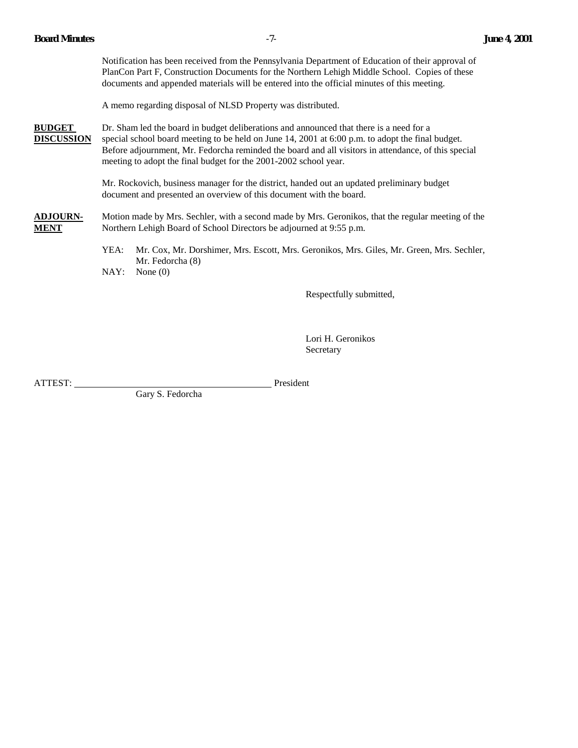Notification has been received from the Pennsylvania Department of Education of their approval of PlanCon Part F, Construction Documents for the Northern Lehigh Middle School. Copies of these documents and appended materials will be entered into the official minutes of this meeting.

A memo regarding disposal of NLSD Property was distributed.

**BUDGET DISCUSSION**

Dr. Sham led the board in budget deliberations and announced that there is a need for a special school board meeting to be held on June 14, 2001 at 6:00 p.m. to adopt the final budget. Before adjournment, Mr. Fedorcha reminded the board and all visitors in attendance, of this special meeting to adopt the final budget for the 2001-2002 school year.

Mr. Rockovich, business manager for the district, handed out an updated preliminary budget document and presented an overview of this document with the board.

**ADJOURNMENT**

Motion made by Mrs. Sechler, with a second made by Mrs. Geronikos, that the regular meeting of the Northern Lehigh Board of School Directors be adjourned at 9:55 p.m.

YEA: Mr. Cox, Mr. Dorshimer, Mrs. Escott, Mrs. Geronikos, Mrs. Giles, Mr. Green, Mrs. Sechler, Mr. Fedorcha (8)
NAY: None (0)

Respectfully submitted,

Lori H. Geronikos
Secretary

ATTEST: ______________________________ President
Gary S. Fedorcha